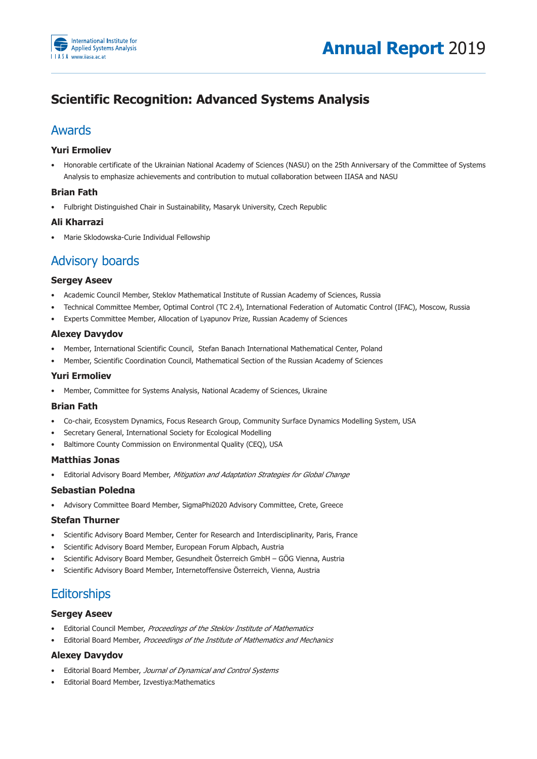# Scientific Recognition: Advanced Systems Analysis

## Awards

### Yuri Ermoliev

- Honorable certificate of the Ukrainian National Academy of Sciences (NASU) on the 25th Anniversary of the Committee of Systems Analysis to emphasize achievements and contribution to mutual collaboration between IIASA and NASU

### Brian Fath

- Fulbright Distinguished Chair in Sustainability, Masaryk University, Czech Republic

### Ali Kharrazi

- Marie Sklodowska-Curie Individual Fellowship

## Advisory boards

### Sergey Aseev

- Academic Council Member, Steklov Mathematical Institute of Russian Academy of Sciences, Russia
- Technical Committee Member, Optimal Control (TC 2.4), International Federation of Automatic Control (IFAC), Moscow, Russia
- Experts Committee Member, Allocation of Lyapunov Prize, Russian Academy of Sciences

### Alexey Davydov

- Member, International Scientific Council, Stefan Banach International Mathematical Center, Poland
- Member, Scientific Coordination Council, Mathematical Section of the Russian Academy of Sciences

### Yuri Ermoliev

- Member, Committee for Systems Analysis, National Academy of Sciences, Ukraine

### Brian Fath

- Co-chair, Ecosystem Dynamics, Focus Research Group, Community Surface Dynamics Modelling System, USA
- Secretary General, International Society for Ecological Modelling
- Baltimore County Commission on Environmental Quality (CEQ), USA

### Matthias Jonas

- Editorial Advisory Board Member, *Mitigation and Adaptation Strategies for Global Change*

### Sebastian Poledna

- Advisory Committee Board Member, SigmaPhi2020 Advisory Committee, Crete, Greece

### Stefan Thurner

- Scientific Advisory Board Member, Center for Research and Interdisciplinarity, Paris, France
- Scientific Advisory Board Member, European Forum Alpbach, Austria
- Scientific Advisory Board Member, Gesundheit Österreich GmbH – GÖG Vienna, Austria
- Scientific Advisory Board Member, Internetoffensive Österreich, Vienna, Austria

## Editorships

### Sergey Aseev

- Editorial Council Member, *Proceedings of the Steklov Institute of Mathematics*
- Editorial Board Member, *Proceedings of the Institute of Mathematics and Mechanics*

### Alexey Davydov

- Editorial Board Member, *Journal of Dynamical and Control Systems*
- Editorial Board Member, Izvestiya:Mathematics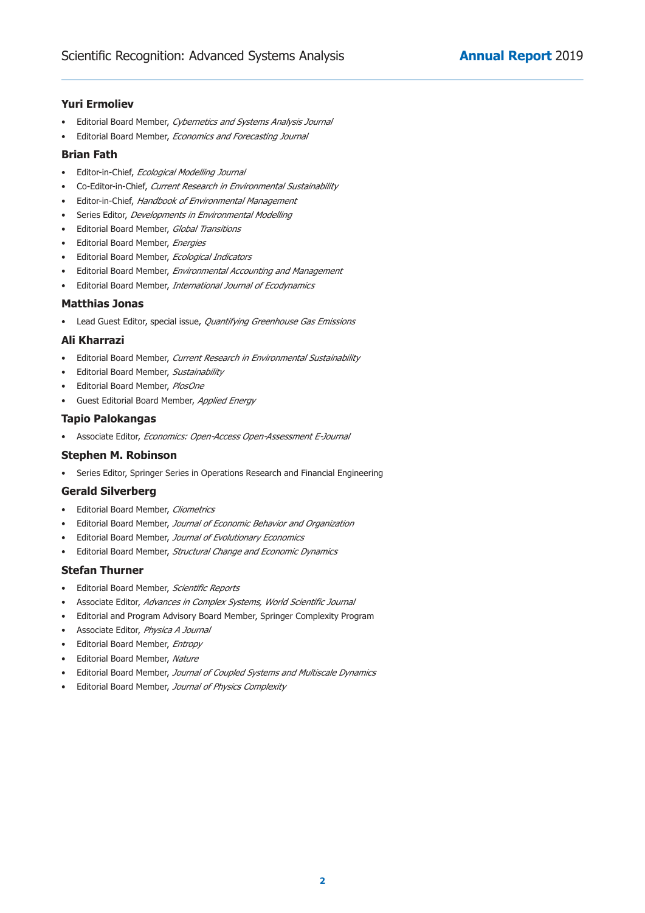### Yuri Ermoliev

- Editorial Board Member, *Cybernetics and Systems Analysis Journal*
- Editorial Board Member, *Economics and Forecasting Journal*

### Brian Fath

- Editor-in-Chief, *Ecological Modelling Journal*
- Co-Editor-in-Chief, *Current Research in Environmental Sustainability*
- Editor-in-Chief, *Handbook of Environmental Management*
- Series Editor, *Developments in Environmental Modelling*
- Editorial Board Member, *Global Transitions*
- Editorial Board Member, *Energies*
- Editorial Board Member, *Ecological Indicators*
- Editorial Board Member, *Environmental Accounting and Management*
- Editorial Board Member, *International Journal of Ecodynamics*

### Matthias Jonas

- Lead Guest Editor, special issue, *Quantifying Greenhouse Gas Emissions*

### Ali Kharrazi

- Editorial Board Member, *Current Research in Environmental Sustainability*
- Editorial Board Member, *Sustainability*
- Editorial Board Member, *PlosOne*
- Guest Editorial Board Member, *Applied Energy*

### Tapio Palokangas

- Associate Editor, *Economics: Open-Access Open-Assessment E-Journal*

### Stephen M. Robinson

- Series Editor, Springer Series in Operations Research and Financial Engineering

### Gerald Silverberg

- Editorial Board Member, *Cliometrics*
- Editorial Board Member, *Journal of Economic Behavior and Organization*
- Editorial Board Member, *Journal of Evolutionary Economics*
- Editorial Board Member, *Structural Change and Economic Dynamics*

### Stefan Thurner

- Editorial Board Member, *Scientific Reports*
- Associate Editor, *Advances in Complex Systems, World Scientific Journal*
- Editorial and Program Advisory Board Member, Springer Complexity Program
- Associate Editor, *Physica A Journal*
- Editorial Board Member, *Entropy*
- Editorial Board Member, *Nature*
- Editorial Board Member, *Journal of Coupled Systems and Multiscale Dynamics*
- Editorial Board Member, *Journal of Physics Complexity*